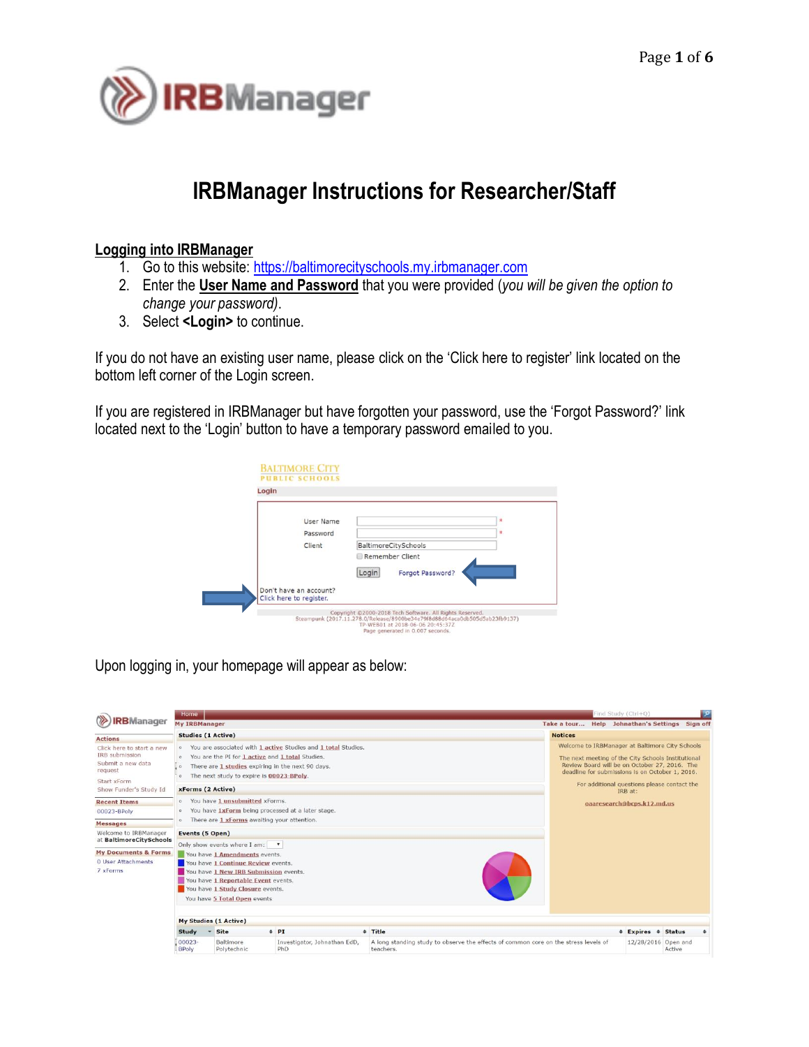# IRBManager Instructions for Researcher/Staff

## Logging into IRBManager

1. Go to this website: https://baltimorecityschools.my.irbmanager.com
2. Enter the **User Name and Password** that you were provided (*you will be given the option to change your password)*.
3. Select **<Login>** to continue.

If you do not have an existing user name, please click on the 'Click here to register' link located on the bottom left corner of the Login screen.

If you are registered in IRBManager but have forgotten your password, use the 'Forgot Password?' link located next to the 'Login' button to have a temporary password emailed to you.

Upon logging in, your homepage will appear as below: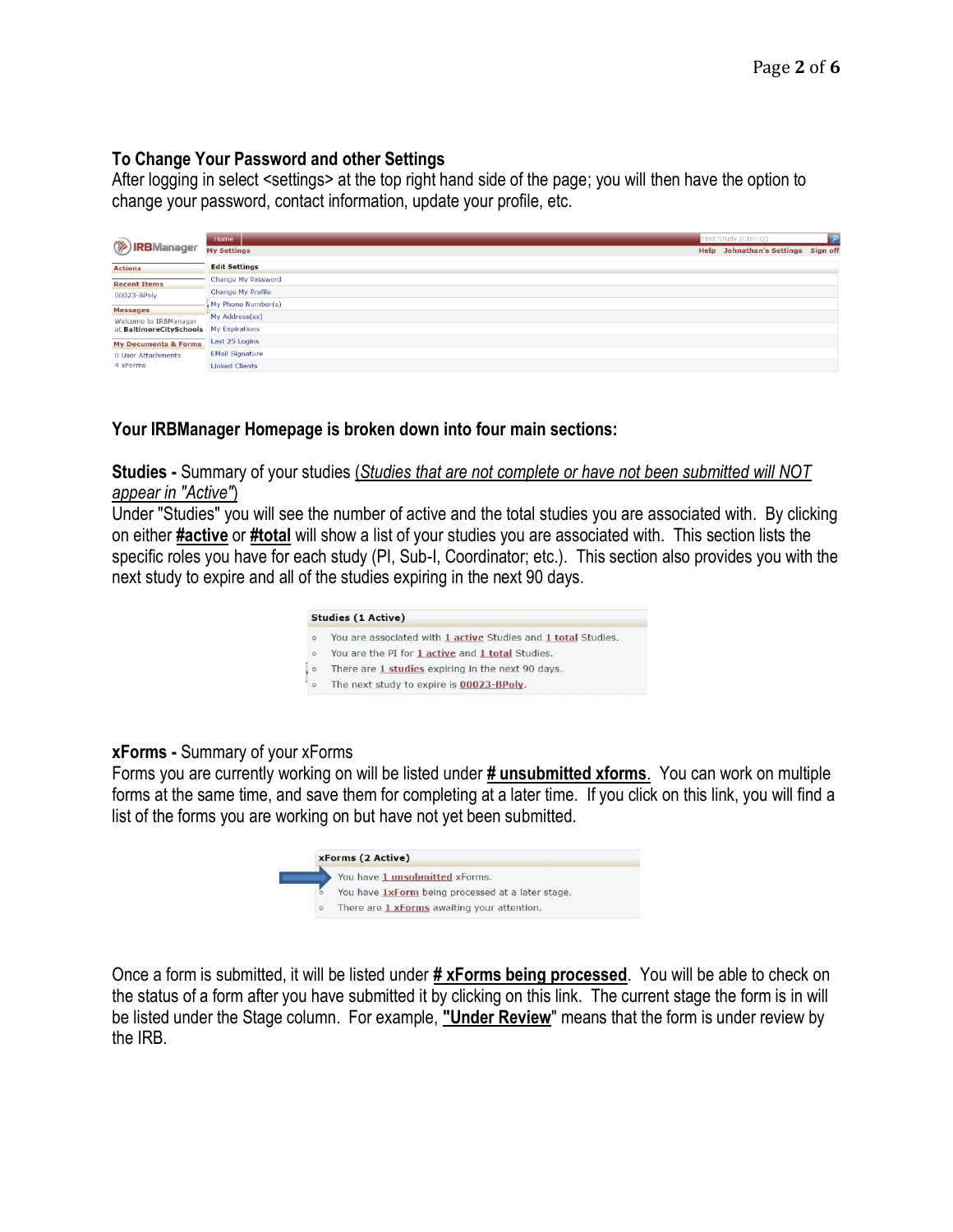## To Change Your Password and other Settings

After logging in select <settings> at the top right hand side of the page; you will then have the option to change your password, contact information, update your profile, etc.

## Your IRBManager Homepage is broken down into four main sections:

**Studies -** Summary of your studies (*Studies that are not complete or have not been submitted will NOT appear in "Active"*)

Under "Studies" you will see the number of active and the total studies you are associated with. By clicking on either **#active** or **#total** will show a list of your studies you are associated with. This section lists the specific roles you have for each study (PI, Sub-I, Coordinator; etc.). This section also provides you with the next study to expire and all of the studies expiring in the next 90 days.

**xForms -** Summary of your xForms

Forms you are currently working on will be listed under **# unsubmitted xforms**. You can work on multiple forms at the same time, and save them for completing at a later time. If you click on this link, you will find a list of the forms you are working on but have not yet been submitted.

Once a form is submitted, it will be listed under **# xForms being processed**. You will be able to check on the status of a form after you have submitted it by clicking on this link. The current stage the form is in will be listed under the Stage column. For example, **"Under Review"** means that the form is under review by the IRB.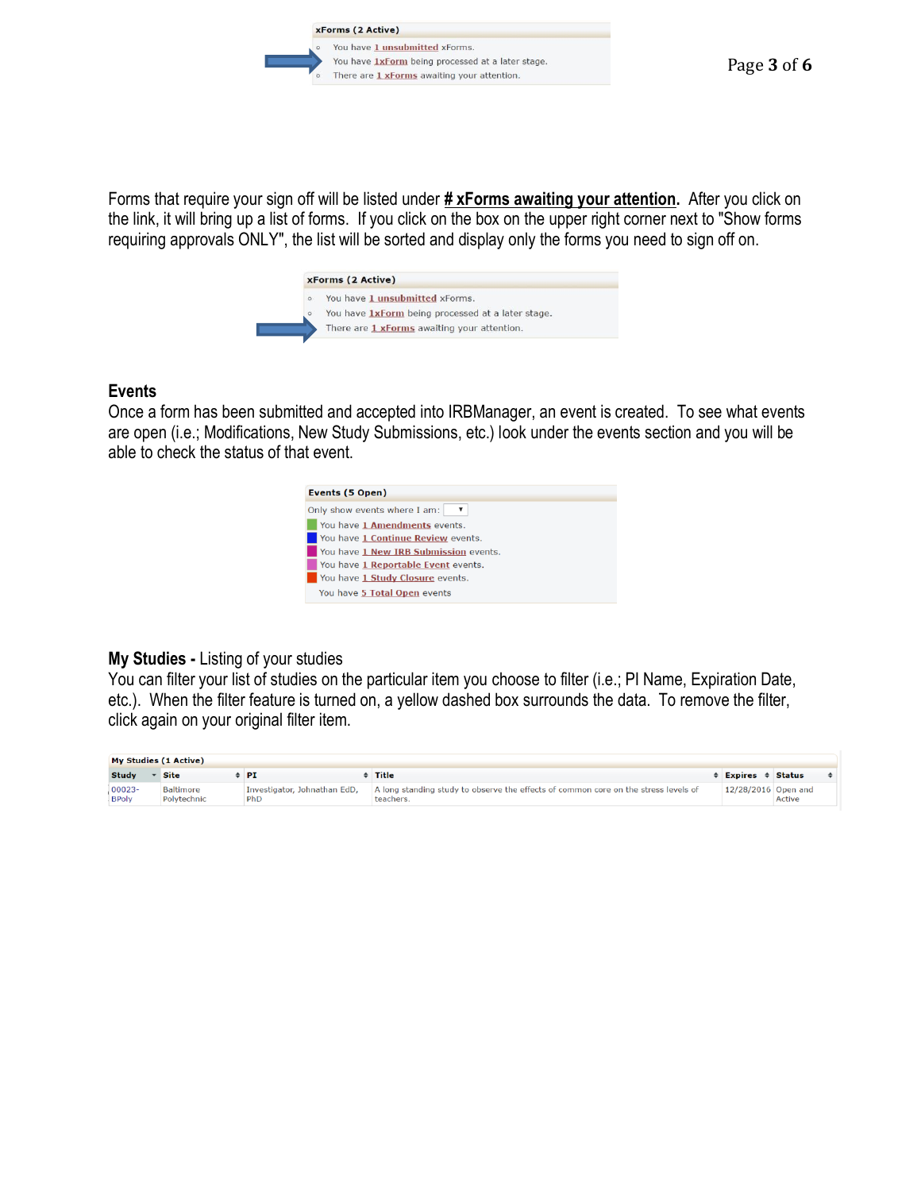**xForms (2 Active)**

- You have 1 unsubmitted xForms.
- You have 1xForm being processed at a later stage.
- There are 1 xForms awaiting your attention.

Forms that require your sign off will be listed under **# xForms awaiting your attention.** After you click on the link, it will bring up a list of forms. If you click on the box on the upper right corner next to "Show forms requiring approvals ONLY", the list will be sorted and display only the forms you need to sign off on.

**xForms (2 Active)**

- You have 1 unsubmitted xForms.
- You have 1xForm being processed at a later stage.
- There are 1 xForms awaiting your attention.

## Events

Once a form has been submitted and accepted into IRBManager, an event is created. To see what events are open (i.e.; Modifications, New Study Submissions, etc.) look under the events section and you will be able to check the status of that event.

**Events (5 Open)**

Only show events where I am:

- You have 1 Amendments events.
- You have 1 Continue Review events.
- You have 1 New IRB Submission events.
- You have 1 Reportable Event events.
- You have 1 Study Closure events.
- You have 5 Total Open events

## My Studies - Listing of your studies

You can filter your list of studies on the particular item you choose to filter (i.e.; PI Name, Expiration Date, etc.). When the filter feature is turned on, a yellow dashed box surrounds the data. To remove the filter, click again on your original filter item.

**My Studies (1 Active)**

| Study | Site | PI | Title | Expires | Status |
|---|---|---|---|---|---|
| 00023-BPoly | Baltimore Polytechnic | Investigator, Johnathan EdD, PhD | A long standing study to observe the effects of common core on the stress levels of teachers. | 12/28/2016 | Open and Active |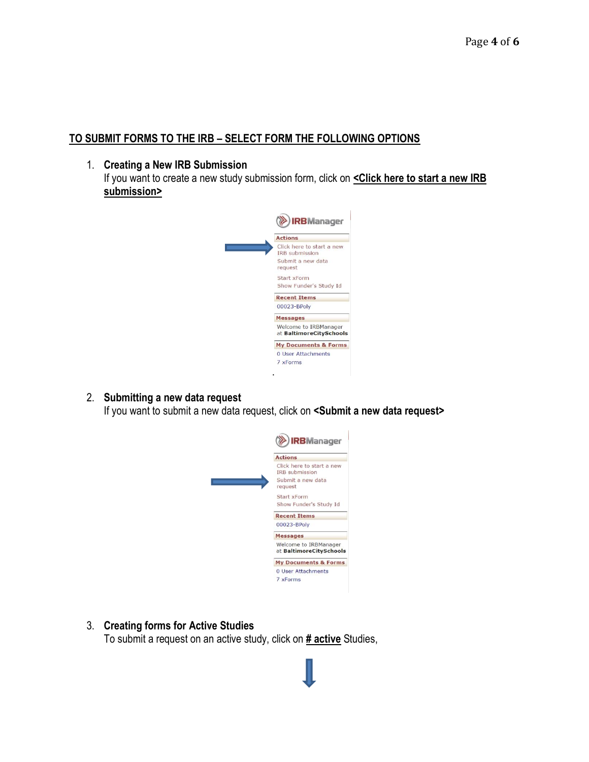## TO SUBMIT FORMS TO THE IRB – SELECT FORM THE FOLLOWING OPTIONS

1. **Creating a New IRB Submission**
   If you want to create a new study submission form, click on **<Click here to start a new IRB submission>**

2. **Submitting a new data request**
   If you want to submit a new data request, click on **<Submit a new data request>**

3. **Creating forms for Active Studies**
   To submit a request on an active study, click on **# active** Studies,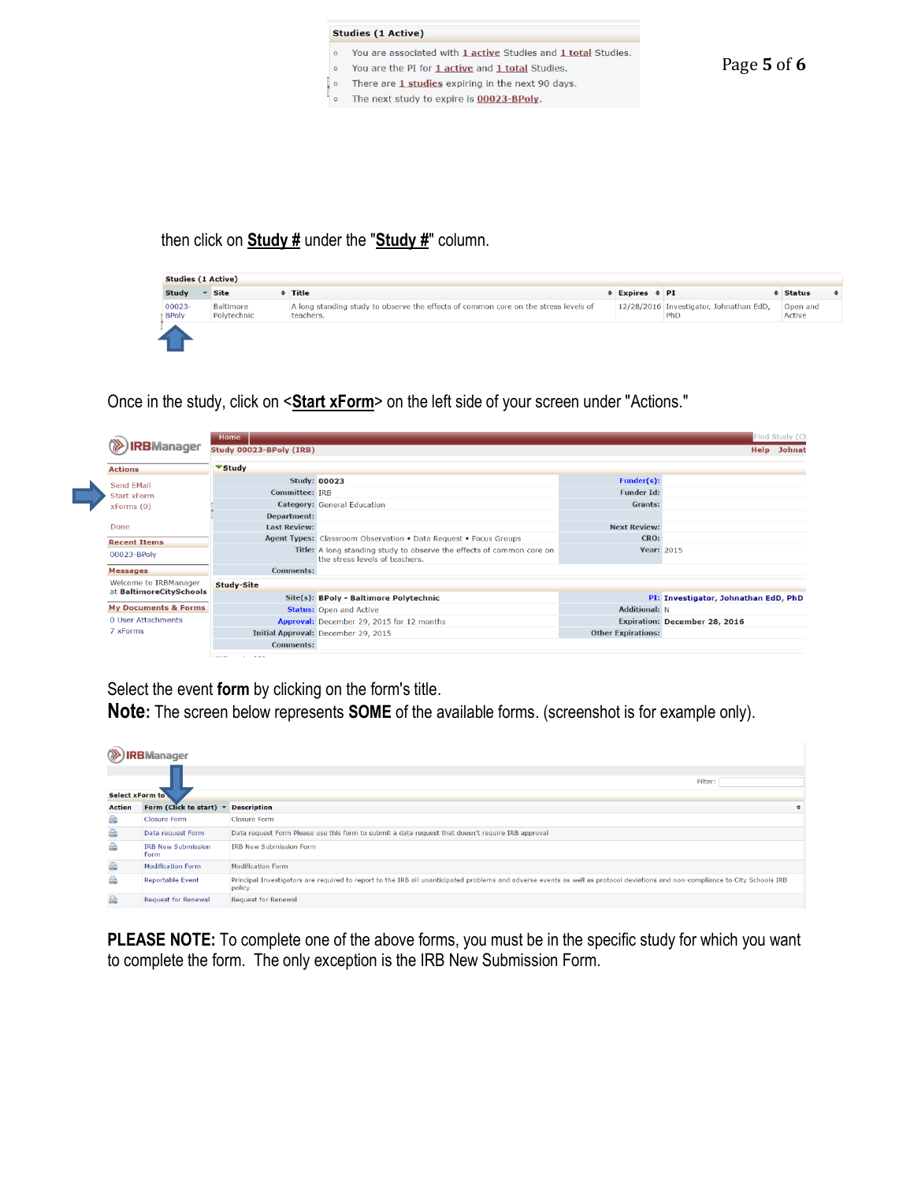**Studies (1 Active)**

- You are associated with 1 active Studies and 1 total Studies.
- You are the PI for 1 active and 1 total Studies.
- There are 1 studies expiring in the next 90 days.
- The next study to expire is 00023-BPoly.

then click on **Study #** under the "**Study #**" column.

**Studies (1 Active)**

| Study | Site | Title | Expires | PI | Status |
|---|---|---|---|---|---|
| 00023-BPoly | Baltimore Polytechnic | A long standing study to observe the effects of common core on the stress levels of teachers. | 12/28/2016 | Investigator, Johnathan EdD, PhD | Open and Active |

Once in the study, click on <**Start xForm**> on the left side of your screen under "Actions."

**IRBManager**

Home | Find Study

Study 00023-BPoly (IRB) | Help | Johnat

**Actions**
- Send EMail
- Start xForm
- xForms (0)
- Done

**Recent Items**
- 00023-BPoly

**Messages**
- Welcome to IRBManager at BaltimoreCitySchools

**My Documents & Forms**
- 0 User Attachments
- 7 xForms

**Study**

| | | | |
|---|---|---|---|
| Study: | 00023 | Funder(s): | |
| Committee: | IRB | Funder Id: | |
| Category: | General Education | Grants: | |
| Department: | | | |
| Last Review: | | Next Review: | |
| Agent Types: | Classroom Observation • Data Request • Focus Groups | CRO: | |
| Title: | A long standing study to observe the effects of common core on the stress levels of teachers. | Year: | 2015 |
| Comments: | | | |

**Study-Site**

| | | | |
|---|---|---|---|
| Site(s): | BPoly - Baltimore Polytechnic | PI: | Investigator, Johnathan EdD, PhD |
| Status: | Open and Active | Additional: | N |
| Approval: | December 29, 2015 for 12 months | Expiration: | December 28, 2016 |
| Initial Approval: | December 29, 2015 | Other Expirations: | |
| Comments: | | | |

Select the event **form** by clicking on the form's title.

**Note:** The screen below represents **SOME** of the available forms. (screenshot is for example only).

**IRBManager**

Select xForm to

Filter:

| Action | Form (Click to start) | Description |
|---|---|---|
| | Closure Form | Closure Form |
| | Data request Form | Data request Form Please use this form to submit a data request that doesn't require IRB approval |
| | IRB New Submission Form | IRB New Submission Form |
| | Modification Form | Modification Form |
| | Reportable Event | Principal Investigators are required to report to the IRB all unanticipated problems and adverse events as well as protocol deviations and non-compliance to City Schools IRB policy. |
| | Request for Renewal | Request for Renewal |

**PLEASE NOTE:** To complete one of the above forms, you must be in the specific study for which you want to complete the form. The only exception is the IRB New Submission Form.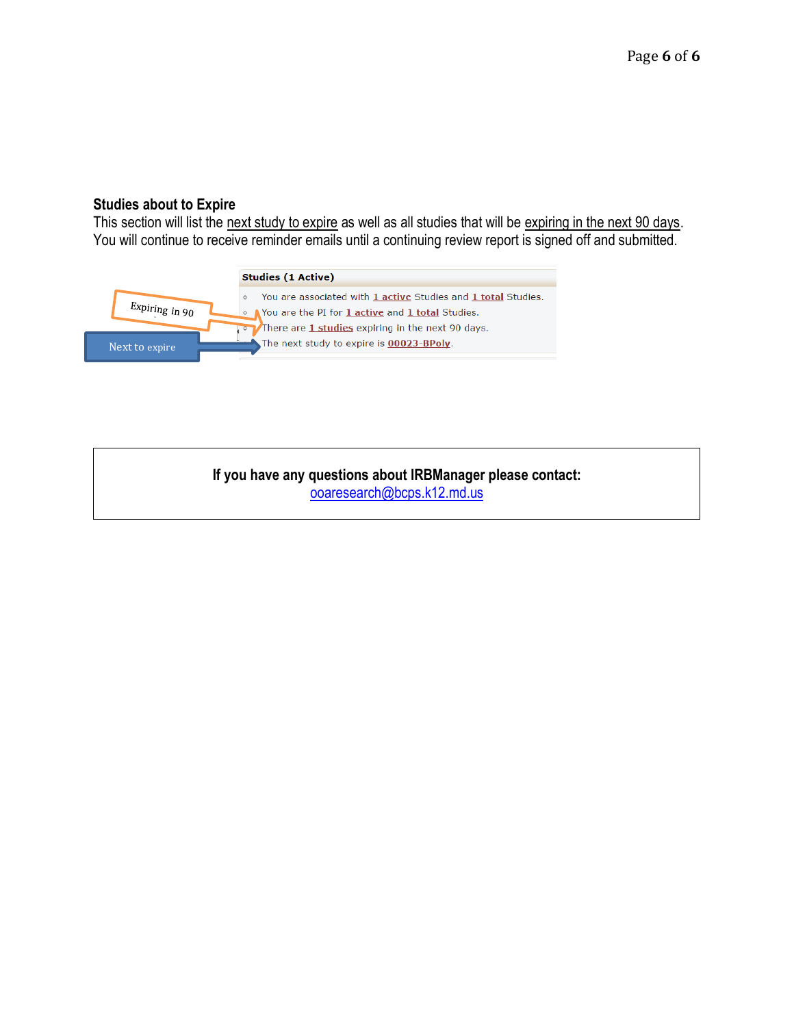**Studies about to Expire**

This section will list the next study to expire as well as all studies that will be expiring in the next 90 days. You will continue to receive reminder emails until a continuing review report is signed off and submitted.

**Studies (1 Active)**

- You are associated with 1 active Studies and 1 total Studies.
- You are the PI for 1 active and 1 total Studies.
- There are 1 studies expiring in the next 90 days.
- The next study to expire is 00023-BPoly.

Expiring in 90

Next to expire

**If you have any questions about IRBManager please contact:**
ooaresearch@bcps.k12.md.us